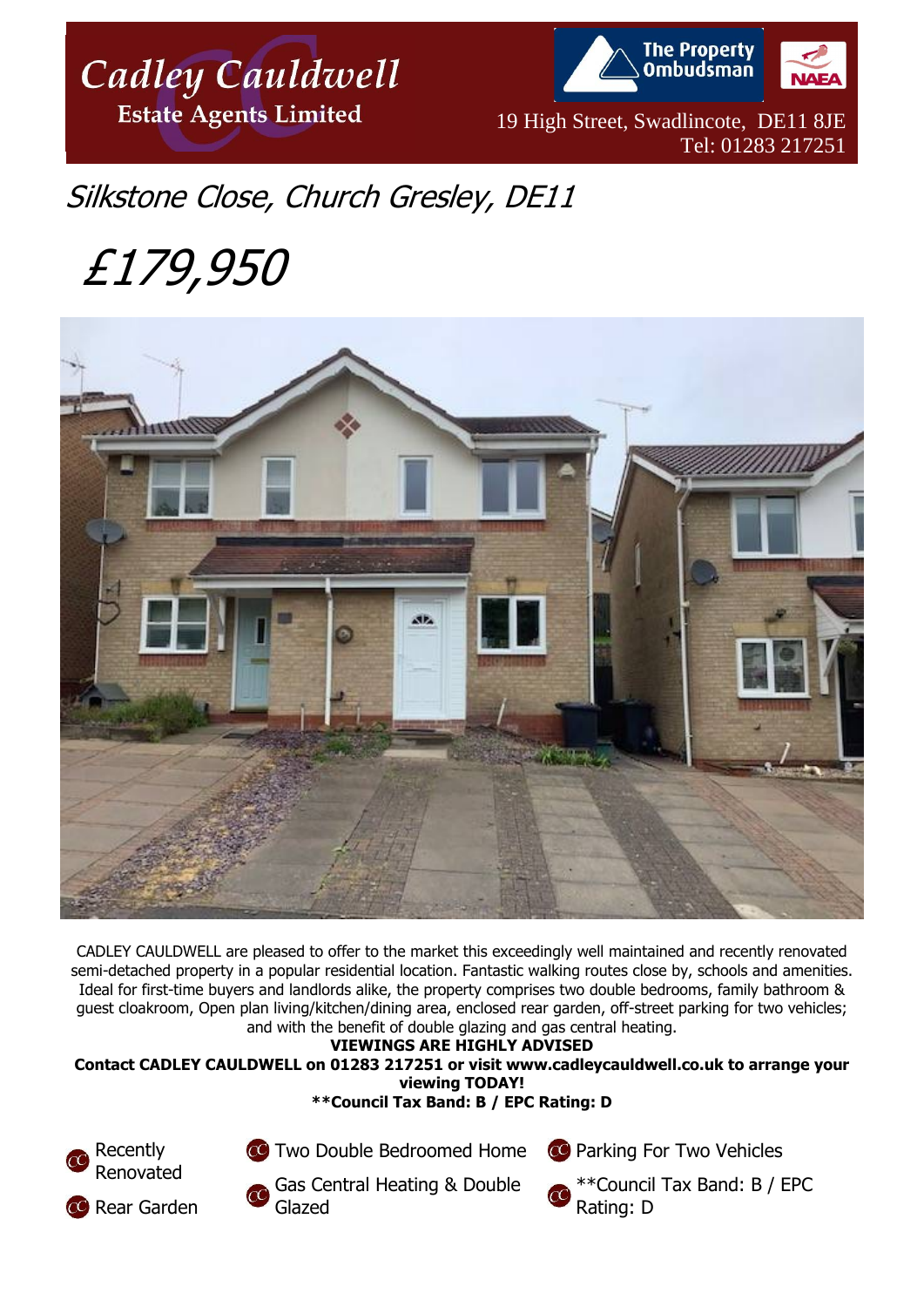# Cadley Cauldwell Estate Agents Limited

The Property Ombudsman | NAEA

19 High Street, Swadlincote, DE11 8JE
Tel: 01283 217251

## Silkstone Close, Church Gresley, DE11

# £179,950

CADLEY CAULDWELL are pleased to offer to the market this exceedingly well maintained and recently renovated semi-detached property in a popular residential location. Fantastic walking routes close by, schools and amenities. Ideal for first-time buyers and landlords alike, the property comprises two double bedrooms, family bathroom & guest cloakroom, Open plan living/kitchen/dining area, enclosed rear garden, off-street parking for two vehicles; and with the benefit of double glazing and gas central heating.

**VIEWINGS ARE HIGHLY ADVISED**

**Contact CADLEY CAULDWELL on 01283 217251 or visit www.cadleycauldwell.co.uk to arrange your viewing TODAY!**

****Council Tax Band: B / EPC Rating: D**

- Recently Renovated
- Rear Garden
- Two Double Bedroomed Home
- Gas Central Heating & Double Glazed
- Parking For Two Vehicles
- **Council Tax Band: B / EPC Rating: D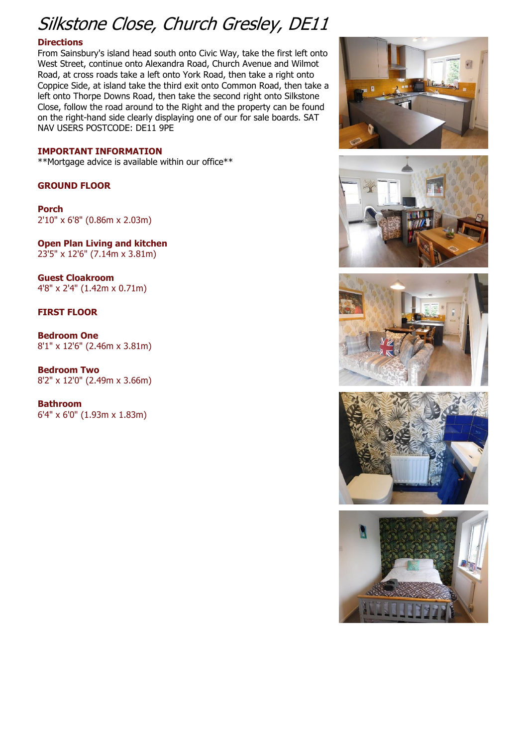# Silkstone Close, Church Gresley, DE11

**Directions**

From Sainsbury's island head south onto Civic Way, take the first left onto West Street, continue onto Alexandra Road, Church Avenue and Wilmot Road, at cross roads take a left onto York Road, then take a right onto Coppice Side, at island take the third exit onto Common Road, then take a left onto Thorpe Downs Road, then take the second right onto Silkstone Close, follow the road around to the Right and the property can be found on the right-hand side clearly displaying one of our for sale boards. SAT NAV USERS POSTCODE: DE11 9PE

**IMPORTANT INFORMATION**

**Mortgage advice is available within our office**

**GROUND FLOOR**

**Porch**
2'10" x 6'8" (0.86m x 2.03m)

**Open Plan Living and kitchen**
23'5" x 12'6" (7.14m x 3.81m)

**Guest Cloakroom**
4'8" x 2'4" (1.42m x 0.71m)

**FIRST FLOOR**

**Bedroom One**
8'1" x 12'6" (2.46m x 3.81m)

**Bedroom Two**
8'2" x 12'0" (2.49m x 3.66m)

**Bathroom**
6'4" x 6'0" (1.93m x 1.83m)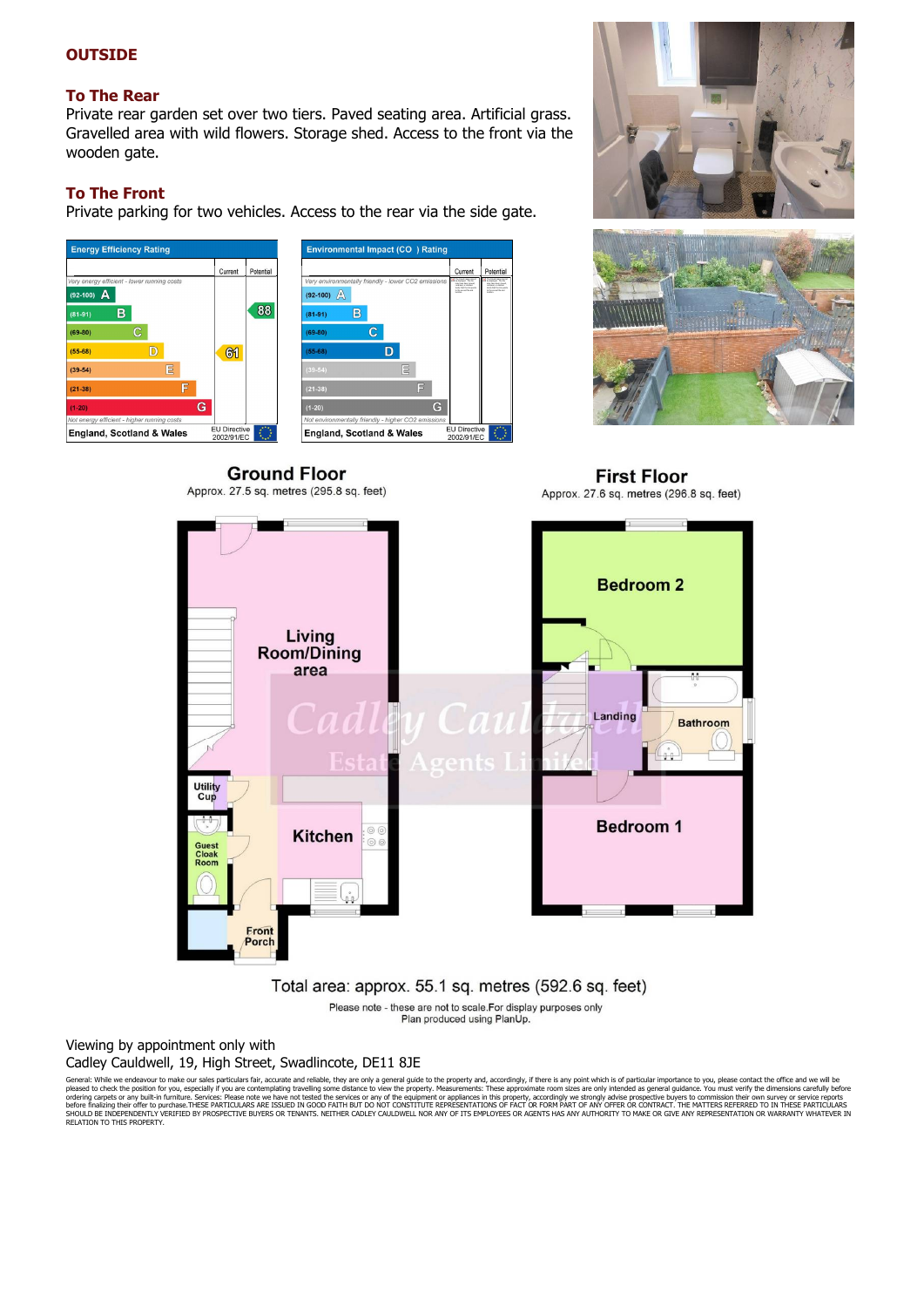## OUTSIDE

### To The Rear

Private rear garden set over two tiers. Paved seating area. Artificial grass. Gravelled area with wild flowers. Storage shed. Access to the front via the wooden gate.

### To The Front

Private parking for two vehicles. Access to the rear via the side gate.

**Energy Efficiency Rating**

Current | Potential

Very energy efficient - lower running costs

(92-100) A

(81-91) B

(69-80) C

(55-68) D

(39-54) E

(21-38) F

(1-20) G

Not energy efficient - higher running costs

88

61

England, Scotland & Wales — EU Directive 2002/91/EC

**Environmental Impact (CO ) Rating**

Current | Potential

Very environmentally friendly - lower CO2 emissions

(92-100) A

(81-91) B

(69-80) C

(55-68) D

(39-54) E

(21-38) F

(1-20) G

Not environmentally friendly - higher CO2 emissions

England, Scotland & Wales — EU Directive 2002/91/EC

**Ground Floor**
Approx. 27.5 sq. metres (295.8 sq. feet)

Living Room/Dining area

Utility Cup

Guest Cloak Room

Kitchen

Front Porch

**First Floor**
Approx. 27.6 sq. metres (296.8 sq. feet)

Bedroom 2

Landing

Bathroom

Bedroom 1

Cadley Cauldwell Estate Agents Limited

Total area: approx. 55.1 sq. metres (592.6 sq. feet)

Please note - these are not to scale.For display purposes only
Plan produced using PlanUp.

Viewing by appointment only with
Cadley Cauldwell, 19, High Street, Swadlincote, DE11 8JE

General: While we endeavour to make our sales particulars fair, accurate and reliable, they are only a general guide to the property and, accordingly, if there is any point which is of particular importance to you, please contact the office and we will be pleased to check the position for you, especially if you are contemplating travelling some distance to view the property. Measurements: These approximate room sizes are only intended as general guidance. You must verify the dimensions carefully before ordering carpets or any built-in furniture. Services: Please note we have not tested the services or any of the equipment or appliances in this property, accordingly we strongly advise prospective buyers to commission their own survey or service reports before finalizing their offer to purchase.THESE PARTICULARS ARE ISSUED IN GOOD FAITH BUT DO NOT CONSTITUTE REPRESENTATIONS OF FACT OR FORM PART OF ANY OFFER OR CONTRACT. THE MATTERS REFERRED TO IN THESE PARTICULARS SHOULD BE INDEPENDENTLY VERIFIED BY PROSPECTIVE BUYERS OR TENANTS. NEITHER CADLEY CAULDWELL NOR ANY OF ITS EMPLOYEES OR AGENTS HAS ANY AUTHORITY TO MAKE OR GIVE ANY REPRESENTATION OR WARRANTY WHATEVER IN RELATION TO THIS PROPERTY.